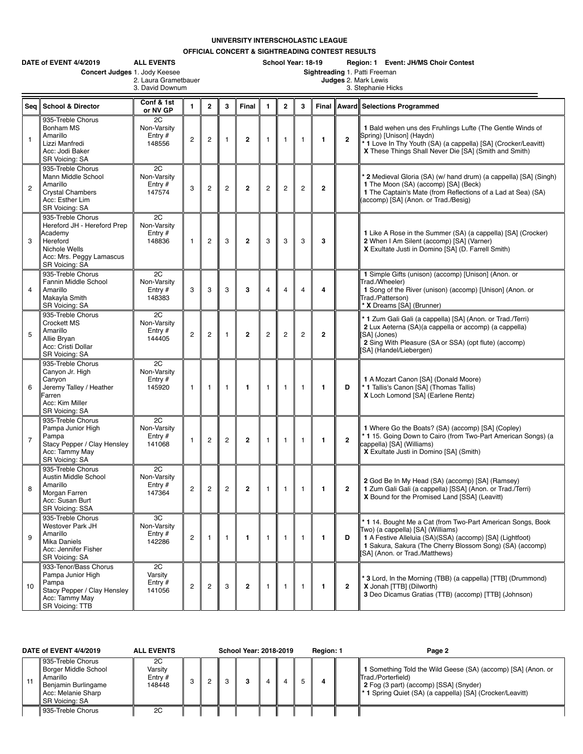# UNIVERSITY INTERSCHOLASTIC LEAGUE

## OFFICIAL CONCERT & SIGHTREADING CONTEST RESULTS

**DATE of EVENT 4/4/2019** **ALL EVENTS** **School Year: 18-19** **Region: 1 Event: JH/MS Choir Contest**

**Concert Judges** 1. Jody Keesee, 2. Laura Grametbauer, 3. David Downum

**Sightreading Judges** 1. Patti Freeman, 2. Mark Lewis, 3. Stephanie Hicks

| Seq | School & Director | Conf & 1st or NV GP | 1 | 2 | 3 | Final | 1 | 2 | 3 | Final | Award | Selections Programmed |
|---|---|---|---|---|---|---|---|---|---|---|---|---|
| 1 | 935-Treble Chorus<br>Bonham MS<br>Amarillo<br>Lizzi Manfredi<br>Acc: Jodi Baker<br>SR Voicing: SA | 2C<br>Non-Varsity<br>Entry #<br>148556 | 2 | 2 | 1 | **2** | 1 | 1 | 1 | **1** | **2** | **1** Bald wehen uns des Fruhlings Lufte (The Gentle Winds of Spring) [Unison] (Haydn)<br>* **1** Love In Thy Youth (SA) (a cappella) [SA] (Crocker/Leavitt)<br>**X** These Things Shall Never Die [SA] (Smith and Smith) |
| 2 | 935-Treble Chorus<br>Mann Middle School<br>Amarillo<br>Crystal Chambers<br>Acc: Esther Lim<br>SR Voicing: SA | 2C<br>Non-Varsity<br>Entry #<br>147574 | 3 | 2 | 2 | **2** | 2 | 2 | 2 | **2** | | * **2** Medieval Gloria (SA) (w/ hand drum) (a cappella) [SA] (Singh)<br>**1** The Moon (SA) (accomp) [SA] (Beck)<br>**1** The Captain's Mate (from Reflections of a Lad at Sea) (SA) (accomp) [SA] (Anon. or Trad./Besig) |
| 3 | 935-Treble Chorus<br>Hereford JH - Hereford Prep Academy<br>Hereford<br>Nichole Wells<br>Acc: Mrs. Peggy Lamascus<br>SR Voicing: SA | 2C<br>Non-Varsity<br>Entry #<br>148836 | 1 | 2 | 3 | **2** | 3 | 3 | 3 | **3** | | **1** Like A Rose in the Summer (SA) (a cappella) [SA] (Crocker)<br>**2** When I Am Silent (accomp) [SA] (Varner)<br>**X** Exultate Justi in Domino [SA] (D. Farrell Smith) |
| 4 | 935-Treble Chorus<br>Fannin Middle School<br>Amarillo<br>Makayla Smith<br>SR Voicing: SA | 2C<br>Non-Varsity<br>Entry #<br>148383 | 3 | 3 | 3 | **3** | 4 | 4 | 4 | **4** | | **1** Simple Gifts (unison) (accomp) [Unison] (Anon. or Trad./Wheeler)<br>**1** Song of the River (unison) (accomp) [Unison] (Anon. or Trad./Patterson)<br>* **X** Dreams [SA] (Brunner) |
| 5 | 935-Treble Chorus<br>Crockett MS<br>Amarillo<br>Allie Bryan<br>Acc: Cristi Dollar<br>SR Voicing: SA | 2C<br>Non-Varsity<br>Entry #<br>144405 | 2 | 2 | 1 | **2** | 2 | 2 | 2 | **2** | | * **1** Zum Gali Gali (a cappella) [SA] (Anon. or Trad./Terri)<br>**2** Lux Aeterna (SA)(a cappella or accomp) (a cappella) [SA] (Jones)<br>**2** Sing With Pleasure (SA or SSA) (opt flute) (accomp) [SA] (Handel/Liebergen) |
| 6 | 935-Treble Chorus<br>Canyon Jr. High<br>Canyon<br>Jeremy Talley / Heather Farren<br>Acc: Kim Miller<br>SR Voicing: SA | 2C<br>Non-Varsity<br>Entry #<br>145920 | 1 | 1 | 1 | **1** | 1 | 1 | 1 | **1** | **D** | **1** A Mozart Canon [SA] (Donald Moore)<br>* **1** Tallis's Canon [SA] (Thomas Tallis)<br>**X** Loch Lomond [SA] (Earlene Rentz) |
| 7 | 935-Treble Chorus<br>Pampa Junior High<br>Pampa<br>Stacy Pepper / Clay Hensley<br>Acc: Tammy May<br>SR Voicing: SA | 2C<br>Non-Varsity<br>Entry #<br>141068 | 1 | 2 | 2 | **2** | 1 | 1 | 1 | **1** | **2** | **1** Where Go the Boats? (SA) (accomp) [SA] (Copley)<br>* **1** 15. Going Down to Cairo (from Two-Part American Songs) (a cappella) [SA] (Williams)<br>**X** Exultate Justi in Domino [SA] (Smith) |
| 8 | 935-Treble Chorus<br>Austin Middle School<br>Amarillo<br>Morgan Farren<br>Acc: Susan Burt<br>SR Voicing: SSA | 2C<br>Non-Varsity<br>Entry #<br>147364 | 2 | 2 | 2 | **2** | 1 | 1 | 1 | **1** | **2** | **2** God Be In My Head (SA) (accomp) [SA] (Ramsey)<br>**1** Zum Gali Gali (a cappella) [SSA] (Anon. or Trad./Terri)<br>**X** Bound for the Promised Land [SSA] (Leavitt) |
| 9 | 935-Treble Chorus<br>Westover Park JH<br>Amarillo<br>Mika Daniels<br>Acc: Jennifer Fisher<br>SR Voicing: SA | 3C<br>Non-Varsity<br>Entry #<br>142286 | 2 | 1 | 1 | **1** | 1 | 1 | 1 | **1** | **D** | * **1** 14. Bought Me a Cat (from Two-Part American Songs, Book Two) (a cappella) [SA] (Williams)<br>**1** A Festive Alleluia (SA)(SSA) (accomp) [SA] (Lightfoot)<br>**1** Sakura, Sakura (The Cherry Blossom Song) (SA) (accomp) [SA] (Anon. or Trad./Matthews) |
| 10 | 933-Tenor/Bass Chorus<br>Pampa Junior High<br>Pampa<br>Stacy Pepper / Clay Hensley<br>Acc: Tammy May<br>SR Voicing: TTB | 2C<br>Varsity<br>Entry #<br>141056 | 2 | 2 | 3 | **2** | 1 | 1 | 1 | **1** | **2** | * **3** Lord, In the Morning (TBB) (a cappella) [TTB] (Drummond)<br>**X** Jonah [TTB] (Dilworth)<br>**3** Deo Dicamus Gratias (TTB) (accomp) [TTB] (Johnson) |
| 11 | 935-Treble Chorus<br>Borger Middle School<br>Amarillo<br>Benjamin Burlingame<br>Acc: Melanie Sharp<br>SR Voicing: SA | 2C<br>Varsity<br>Entry #<br>148448 | 3 | 2 | 3 | **3** | 4 | 4 | 5 | **4** | | **1** Something Told the Wild Geese (SA) (accomp) [SA] (Anon. or Trad./Porterfield)<br>**2** Fog (3 part) (accomp) [SSA] (Snyder)<br>* **1** Spring Quiet (SA) (a cappella) [SA] (Crocker/Leavitt) |
| | 935-Treble Chorus | 2C | | | | | | | | | | |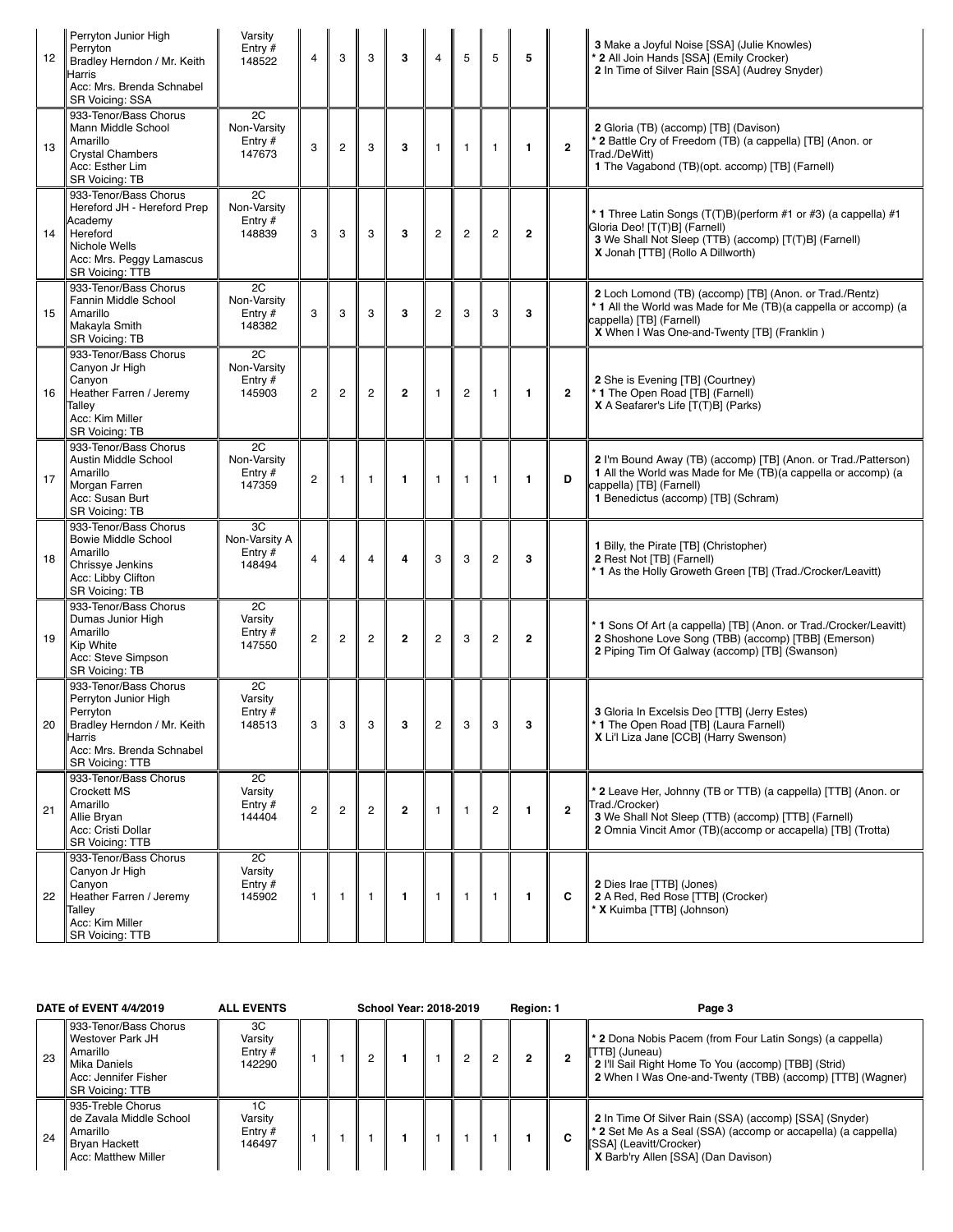| # | Organization | Classification | | | | | | | | | Award | Selections |
|---|---|---|---|---|---|---|---|---|---|---|---|---|
| 12 | Perryton Junior High<br>Perryton<br>Bradley Herndon / Mr. Keith Harris<br>Acc: Mrs. Brenda Schnabel<br>SR Voicing: SSA | Varsity<br>Entry # 148522 | 4 | 3 | 3 | **3** | 4 | 5 | 5 | **5** | | **3** Make a Joyful Noise [SSA] (Julie Knowles)<br>* **2** All Join Hands [SSA] (Emily Crocker)<br>**2** In Time of Silver Rain [SSA] (Audrey Snyder) |
| 13 | 933-Tenor/Bass Chorus<br>Mann Middle School<br>Amarillo<br>Crystal Chambers<br>Acc: Esther Lim<br>SR Voicing: TB | 2C<br>Non-Varsity<br>Entry # 147673 | 3 | 2 | 3 | **3** | 1 | 1 | 1 | **1** | **2** | **2** Gloria (TB) (accomp) [TB] (Davison)<br>* **2** Battle Cry of Freedom (TB) (a cappella) [TB] (Anon. or Trad./DeWitt)<br>**1** The Vagabond (TB)(opt. accomp) [TB] (Farnell) |
| 14 | 933-Tenor/Bass Chorus<br>Hereford JH - Hereford Prep Academy<br>Hereford<br>Nichole Wells<br>Acc: Mrs. Peggy Lamascus<br>SR Voicing: TTB | 2C<br>Non-Varsity<br>Entry # 148839 | 3 | 3 | 3 | **3** | 2 | 2 | 2 | **2** | | * **1** Three Latin Songs (T(T)B)(perform #1 or #3) (a cappella) #1 Gloria Deo! [T(T)B] (Farnell)<br>**3** We Shall Not Sleep (TTB) (accomp) [T(T)B] (Farnell)<br>**X** Jonah [TTB] (Rollo A Dillworth) |
| 15 | 933-Tenor/Bass Chorus<br>Fannin Middle School<br>Amarillo<br>Makayla Smith<br>SR Voicing: TB | 2C<br>Non-Varsity<br>Entry # 148382 | 3 | 3 | 3 | **3** | 2 | 3 | 3 | **3** | | **2** Loch Lomond (TB) (accomp) [TB] (Anon. or Trad./Rentz)<br>* **1** All the World was Made for Me (TB)(a cappella or accomp) (a cappella) [TB] (Farnell)<br>**X** When I Was One-and-Twenty [TB] (Franklin ) |
| 16 | 933-Tenor/Bass Chorus<br>Canyon Jr High<br>Canyon<br>Heather Farren / Jeremy Talley<br>Acc: Kim Miller<br>SR Voicing: TB | 2C<br>Non-Varsity<br>Entry # 145903 | 2 | 2 | 2 | **2** | 1 | 2 | 1 | **1** | **2** | **2** She is Evening [TB] (Courtney)<br>* **1** The Open Road [TB] (Farnell)<br>**X** A Seafarer's Life [T(T)B] (Parks) |
| 17 | 933-Tenor/Bass Chorus<br>Austin Middle School<br>Amarillo<br>Morgan Farren<br>Acc: Susan Burt<br>SR Voicing: TB | 2C<br>Non-Varsity<br>Entry # 147359 | 2 | 1 | 1 | **1** | 1 | 1 | 1 | **1** | **D** | **2** I'm Bound Away (TB) (accomp) [TB] (Anon. or Trad./Patterson)<br>**1** All the World was Made for Me (TB)(a cappella or accomp) (a cappella) [TB] (Farnell)<br>**1** Benedictus (accomp) [TB] (Schram) |
| 18 | 933-Tenor/Bass Chorus<br>Bowie Middle School<br>Amarillo<br>Chrissye Jenkins<br>Acc: Libby Clifton<br>SR Voicing: TB | 3C<br>Non-Varsity A<br>Entry # 148494 | 4 | 4 | 4 | **4** | 3 | 3 | 2 | **3** | | **1** Billy, the Pirate [TB] (Christopher)<br>**2** Rest Not [TB] (Farnell)<br>* **1** As the Holly Groweth Green [TB] (Trad./Crocker/Leavitt) |
| 19 | 933-Tenor/Bass Chorus<br>Dumas Junior High<br>Amarillo<br>Kip White<br>Acc: Steve Simpson<br>SR Voicing: TB | 2C<br>Varsity<br>Entry # 147550 | 2 | 2 | 2 | **2** | 2 | 3 | 2 | **2** | | * **1** Sons Of Art (a cappella) [TB] (Anon. or Trad./Crocker/Leavitt)<br>**2** Shoshone Love Song (TBB) (accomp) [TBB] (Emerson)<br>**2** Piping Tim Of Galway (accomp) [TB] (Swanson) |
| 20 | 933-Tenor/Bass Chorus<br>Perryton Junior High<br>Perryton<br>Bradley Herndon / Mr. Keith Harris<br>Acc: Mrs. Brenda Schnabel<br>SR Voicing: TTB | 2C<br>Varsity<br>Entry # 148513 | 3 | 3 | 3 | **3** | 2 | 3 | 3 | **3** | | **3** Gloria In Excelsis Deo [TTB] (Jerry Estes)<br>* **1** The Open Road [TB] (Laura Farnell)<br>**X** Li'l Liza Jane [CCB] (Harry Swenson) |
| 21 | 933-Tenor/Bass Chorus<br>Crockett MS<br>Amarillo<br>Allie Bryan<br>Acc: Cristi Dollar<br>SR Voicing: TTB | 2C<br>Varsity<br>Entry # 144404 | 2 | 2 | 2 | **2** | 1 | 1 | 2 | **1** | **2** | * **2** Leave Her, Johnny (TB or TTB) (a cappella) [TTB] (Anon. or Trad./Crocker)<br>**3** We Shall Not Sleep (TTB) (accomp) [TTB] (Farnell)<br>**2** Omnia Vincit Amor (TB)(accomp or accapella) [TB] (Trotta) |
| 22 | 933-Tenor/Bass Chorus<br>Canyon Jr High<br>Canyon<br>Heather Farren / Jeremy Talley<br>Acc: Kim Miller<br>SR Voicing: TTB | 2C<br>Varsity<br>Entry # 145902 | 1 | 1 | 1 | **1** | 1 | 1 | 1 | **1** | **C** | **2** Dies Irae [TTB] (Jones)<br>**2** A Red, Red Rose [TTB] (Crocker)<br>* **X** Kuimba [TTB] (Johnson) |

**DATE of EVENT 4/4/2019** | **ALL EVENTS** | **School Year: 2018-2019** | **Region: 1**

| # | Organization | Classification | | | | | | | | | Award | Selections |
|---|---|---|---|---|---|---|---|---|---|---|---|---|
| 23 | 933-Tenor/Bass Chorus<br>Westover Park JH<br>Amarillo<br>Mika Daniels<br>Acc: Jennifer Fisher<br>SR Voicing: TTB | 3C<br>Varsity<br>Entry # 142290 | 1 | 1 | 2 | **1** | 1 | 2 | 2 | **2** | **2** | * **2** Dona Nobis Pacem (from Four Latin Songs) (a cappella) [TTB] (Juneau)<br>**2** I'll Sail Right Home To You (accomp) [TBB] (Strid)<br>**2** When I Was One-and-Twenty (TBB) (accomp) [TTB] (Wagner) |
| 24 | 935-Treble Chorus<br>de Zavala Middle School<br>Amarillo<br>Bryan Hackett<br>Acc: Matthew Miller | 1C<br>Varsity<br>Entry # 146497 | 1 | 1 | 1 | **1** | 1 | 1 | 1 | **1** | **C** | **2** In Time Of Silver Rain (SSA) (accomp) [SSA] (Snyder)<br>* **2** Set Me As a Seal (SSA) (accomp or accapella) (a cappella) [SSA] (Leavitt/Crocker)<br>**X** Barb'ry Allen [SSA] (Dan Davison) |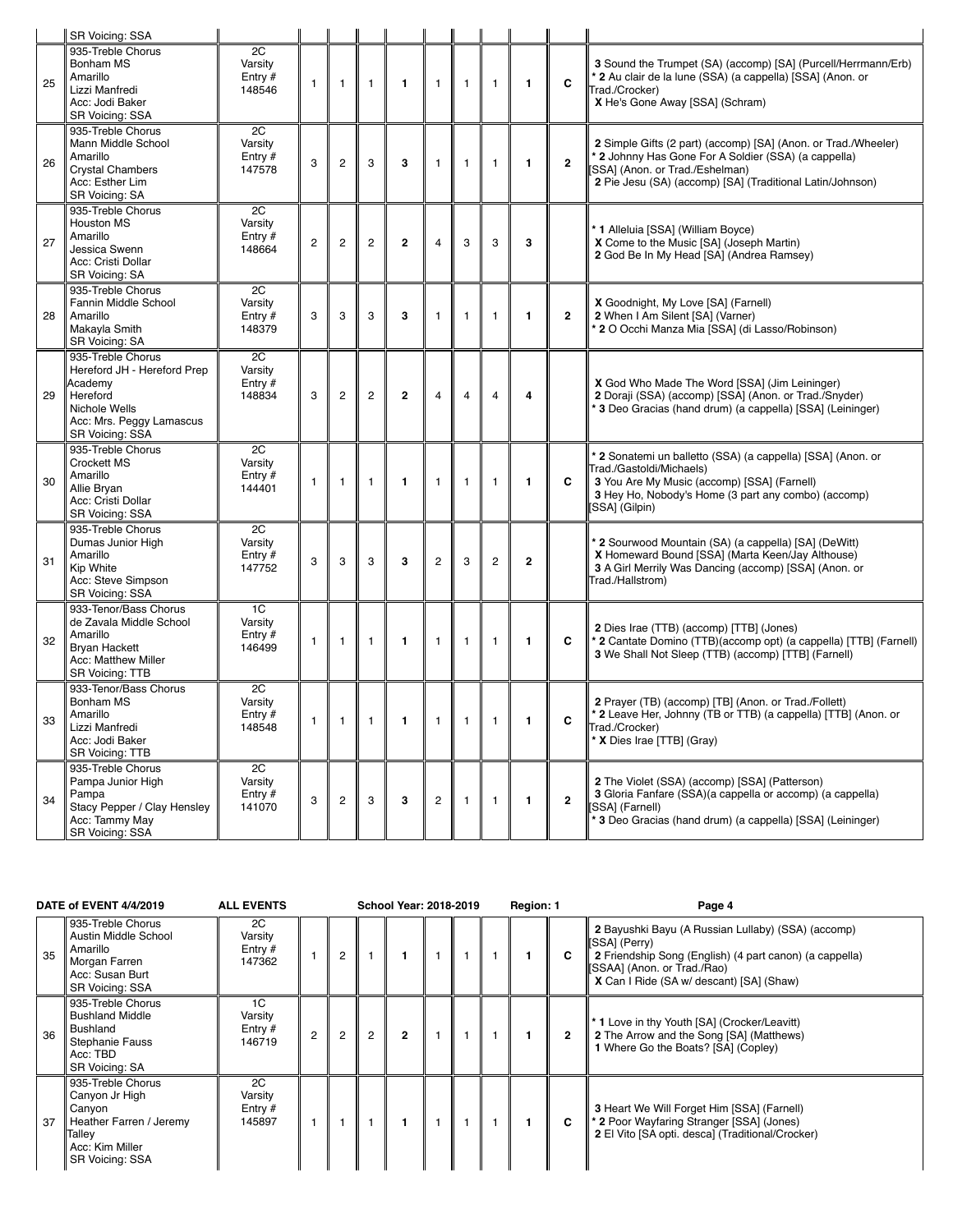| | | | | | | | | | | | | |
|---|---|---|---|---|---|---|---|---|---|---|---|---|
| | SR Voicing: SSA | | | | | | | | | | | |
| 25 | 935-Treble Chorus<br>Bonham MS<br>Amarillo<br>Lizzi Manfredi<br>Acc: Jodi Baker<br>SR Voicing: SSA | 2C<br>Varsity<br>Entry #<br>148546 | 1 | 1 | 1 | **1** | 1 | 1 | 1 | **1** | **C** | **3** Sound the Trumpet (SA) (accomp) [SA] (Purcell/Herrmann/Erb)<br>* **2** Au clair de la lune (SSA) (a cappella) [SSA] (Anon. or Trad./Crocker)<br>**X** He's Gone Away [SSA] (Schram) |
| 26 | 935-Treble Chorus<br>Mann Middle School<br>Amarillo<br>Crystal Chambers<br>Acc: Esther Lim<br>SR Voicing: SA | 2C<br>Varsity<br>Entry #<br>147578 | 3 | 2 | 3 | **3** | 1 | 1 | 1 | **1** | **2** | **2** Simple Gifts (2 part) (accomp) [SA] (Anon. or Trad./Wheeler)<br>* **2** Johnny Has Gone For A Soldier (SSA) (a cappella) [SSA] (Anon. or Trad./Eshelman)<br>**2** Pie Jesu (SA) (accomp) [SA] (Traditional Latin/Johnson) |
| 27 | 935-Treble Chorus<br>Houston MS<br>Amarillo<br>Jessica Swenn<br>Acc: Cristi Dollar<br>SR Voicing: SA | 2C<br>Varsity<br>Entry #<br>148664 | 2 | 2 | 2 | **2** | 4 | 3 | 3 | **3** | | * **1** Alleluia [SSA] (William Boyce)<br>**X** Come to the Music [SA] (Joseph Martin)<br>**2** God Be In My Head [SA] (Andrea Ramsey) |
| 28 | 935-Treble Chorus<br>Fannin Middle School<br>Amarillo<br>Makayla Smith<br>SR Voicing: SA | 2C<br>Varsity<br>Entry #<br>148379 | 3 | 3 | 3 | **3** | 1 | 1 | 1 | **1** | **2** | **X** Goodnight, My Love [SA] (Farnell)<br>**2** When I Am Silent [SA] (Varner)<br>* **2** O Occhi Manza Mia [SSA] (di Lasso/Robinson) |
| 29 | 935-Treble Chorus<br>Hereford JH - Hereford Prep Academy<br>Hereford<br>Nichole Wells<br>Acc: Mrs. Peggy Lamascus<br>SR Voicing: SSA | 2C<br>Varsity<br>Entry #<br>148834 | 3 | 2 | 2 | **2** | 4 | 4 | 4 | **4** | | **X** God Who Made The Word [SSA] (Jim Leininger)<br>**2** Doraji (SSA) (accomp) [SSA] (Anon. or Trad./Snyder)<br>* **3** Deo Gracias (hand drum) (a cappella) [SSA] (Leininger) |
| 30 | 935-Treble Chorus<br>Crockett MS<br>Amarillo<br>Allie Bryan<br>Acc: Cristi Dollar<br>SR Voicing: SSA | 2C<br>Varsity<br>Entry #<br>144401 | 1 | 1 | 1 | **1** | 1 | 1 | 1 | **1** | **C** | * **2** Sonatemi un balletto (SSA) (a cappella) [SSA] (Anon. or Trad./Gastoldi/Michaels)<br>**3** You Are My Music (accomp) [SSA] (Farnell)<br>**3** Hey Ho, Nobody's Home (3 part any combo) (accomp) [SSA] (Gilpin) |
| 31 | 935-Treble Chorus<br>Dumas Junior High<br>Amarillo<br>Kip White<br>Acc: Steve Simpson<br>SR Voicing: SSA | 2C<br>Varsity<br>Entry #<br>147752 | 3 | 3 | 3 | **3** | 2 | 3 | 2 | **2** | | * **2** Sourwood Mountain (SA) (a cappella) [SA] (DeWitt)<br>**X** Homeward Bound [SSA] (Marta Keen/Jay Althouse)<br>**3** A Girl Merrily Was Dancing (accomp) [SSA] (Anon. or Trad./Hallstrom) |
| 32 | 933-Tenor/Bass Chorus<br>de Zavala Middle School<br>Amarillo<br>Bryan Hackett<br>Acc: Matthew Miller<br>SR Voicing: TTB | 1C<br>Varsity<br>Entry #<br>146499 | 1 | 1 | 1 | **1** | 1 | 1 | 1 | **1** | **C** | **2** Dies Irae (TTB) (accomp) [TTB] (Jones)<br>* **2** Cantate Domino (TTB)(accomp opt) (a cappella) [TTB] (Farnell)<br>**3** We Shall Not Sleep (TTB) (accomp) [TTB] (Farnell) |
| 33 | 933-Tenor/Bass Chorus<br>Bonham MS<br>Amarillo<br>Lizzi Manfredi<br>Acc: Jodi Baker<br>SR Voicing: TTB | 2C<br>Varsity<br>Entry #<br>148548 | 1 | 1 | 1 | **1** | 1 | 1 | 1 | **1** | **C** | **2** Prayer (TB) (accomp) [TB] (Anon. or Trad./Follett)<br>* **2** Leave Her, Johnny (TB or TTB) (a cappella) [TTB] (Anon. or Trad./Crocker)<br>* **X** Dies Irae [TTB] (Gray) |
| 34 | 935-Treble Chorus<br>Pampa Junior High<br>Pampa<br>Stacy Pepper / Clay Hensley<br>Acc: Tammy May<br>SR Voicing: SSA | 2C<br>Varsity<br>Entry #<br>141070 | 3 | 2 | 3 | **3** | 2 | 1 | 1 | **1** | **2** | **2** The Violet (SSA) (accomp) [SSA] (Patterson)<br>**3** Gloria Fanfare (SSA)(a cappella or accomp) (a cappella) [SSA] (Farnell)<br>* **3** Deo Gracias (hand drum) (a cappella) [SSA] (Leininger) |

**DATE of EVENT 4/4/2019** **ALL EVENTS** **School Year: 2018-2019** **Region: 1** **Page 4**

| | | | | | | | | | | | | |
|---|---|---|---|---|---|---|---|---|---|---|---|---|
| 35 | 935-Treble Chorus<br>Austin Middle School<br>Amarillo<br>Morgan Farren<br>Acc: Susan Burt<br>SR Voicing: SSA | 2C<br>Varsity<br>Entry #<br>147362 | 1 | 2 | 1 | **1** | 1 | 1 | 1 | **1** | **C** | **2** Bayushki Bayu (A Russian Lullaby) (SSA) (accomp) [SSA] (Perry)<br>**2** Friendship Song (English) (4 part canon) (a cappella) [SSAA] (Anon. or Trad./Rao)<br>**X** Can I Ride (SA w/ descant) [SA] (Shaw) |
| 36 | 935-Treble Chorus<br>Bushland Middle<br>Bushland<br>Stephanie Fauss<br>Acc: TBD<br>SR Voicing: SA | 1C<br>Varsity<br>Entry #<br>146719 | 2 | 2 | 2 | **2** | 1 | 1 | 1 | **1** | **2** | * **1** Love in thy Youth [SA] (Crocker/Leavitt)<br>**2** The Arrow and the Song [SA] (Matthews)<br>**1** Where Go the Boats? [SA] (Copley) |
| 37 | 935-Treble Chorus<br>Canyon Jr High<br>Canyon<br>Heather Farren / Jeremy Talley<br>Acc: Kim Miller<br>SR Voicing: SSA | 2C<br>Varsity<br>Entry #<br>145897 | 1 | 1 | 1 | **1** | 1 | 1 | 1 | **1** | **C** | **3** Heart We Will Forget Him [SSA] (Farnell)<br>* **2** Poor Wayfaring Stranger [SSA] (Jones)<br>**2** El Vito [SA opti. desca] (Traditional/Crocker) |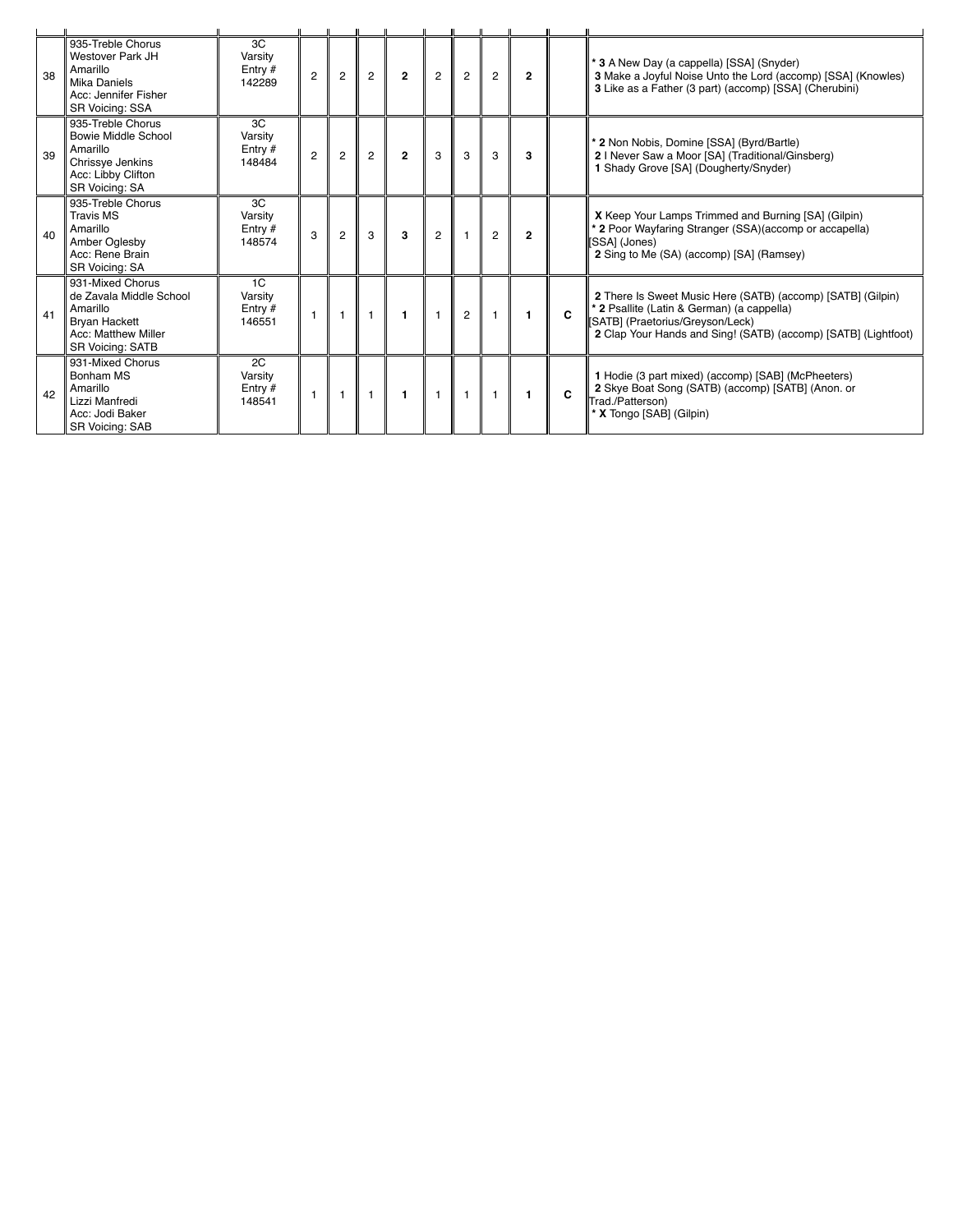| | | | | | | | | | | | | |
|---|---|---|---|---|---|---|---|---|---|---|---|---|
| 38 | 935-Treble Chorus<br>Westover Park JH<br>Amarillo<br>Mika Daniels<br>Acc: Jennifer Fisher<br>SR Voicing: SSA | 3C<br>Varsity<br>Entry #<br>142289 | 2 | 2 | 2 | **2** | 2 | 2 | 2 | **2** | | * **3** A New Day (a cappella) [SSA] (Snyder)<br>**3** Make a Joyful Noise Unto the Lord (accomp) [SSA] (Knowles)<br>**3** Like as a Father (3 part) (accomp) [SSA] (Cherubini) |
| 39 | 935-Treble Chorus<br>Bowie Middle School<br>Amarillo<br>Chrissye Jenkins<br>Acc: Libby Clifton<br>SR Voicing: SA | 3C<br>Varsity<br>Entry #<br>148484 | 2 | 2 | 2 | **2** | 3 | 3 | 3 | **3** | | * **2** Non Nobis, Domine [SSA] (Byrd/Bartle)<br>**2** I Never Saw a Moor [SA] (Traditional/Ginsberg)<br>**1** Shady Grove [SA] (Dougherty/Snyder) |
| 40 | 935-Treble Chorus<br>Travis MS<br>Amarillo<br>Amber Oglesby<br>Acc: Rene Brain<br>SR Voicing: SA | 3C<br>Varsity<br>Entry #<br>148574 | 3 | 2 | 3 | **3** | 2 | 1 | 2 | **2** | | **X** Keep Your Lamps Trimmed and Burning [SA] (Gilpin)<br>* **2** Poor Wayfaring Stranger (SSA)(accomp or accapella) [SSA] (Jones)<br>**2** Sing to Me (SA) (accomp) [SA] (Ramsey) |
| 41 | 931-Mixed Chorus<br>de Zavala Middle School<br>Amarillo<br>Bryan Hackett<br>Acc: Matthew Miller<br>SR Voicing: SATB | 1C<br>Varsity<br>Entry #<br>146551 | 1 | 1 | 1 | **1** | 1 | 2 | 1 | **1** | **C** | **2** There Is Sweet Music Here (SATB) (accomp) [SATB] (Gilpin)<br>* **2** Psallite (Latin & German) (a cappella) [SATB] (Praetorius/Greyson/Leck)<br>**2** Clap Your Hands and Sing! (SATB) (accomp) [SATB] (Lightfoot) |
| 42 | 931-Mixed Chorus<br>Bonham MS<br>Amarillo<br>Lizzi Manfredi<br>Acc: Jodi Baker<br>SR Voicing: SAB | 2C<br>Varsity<br>Entry #<br>148541 | 1 | 1 | 1 | **1** | 1 | 1 | 1 | **1** | **C** | **1** Hodie (3 part mixed) (accomp) [SAB] (McPheeters)<br>**2** Skye Boat Song (SATB) (accomp) [SATB] (Anon. or Trad./Patterson)<br>* **X** Tongo [SAB] (Gilpin) |